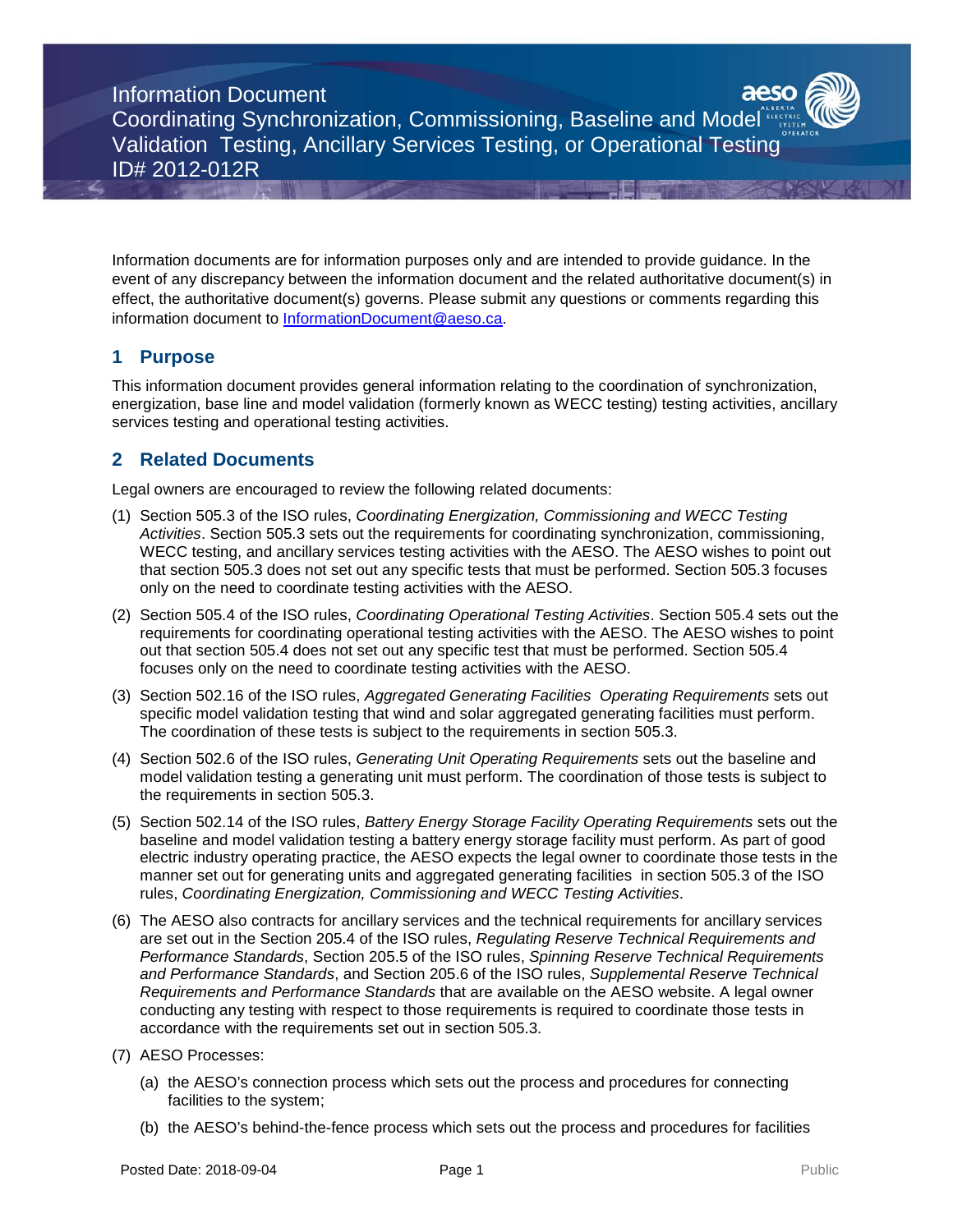# Information Document
# Coordinating Synchronization, Commissioning, Baseline and Model Validation Testing, Ancillary Services Testing, or Operational Testing
# ID# 2012-012R

Information documents are for information purposes only and are intended to provide guidance. In the event of any discrepancy between the information document and the related authoritative document(s) in effect, the authoritative document(s) governs. Please submit any questions or comments regarding this information document to InformationDocument@aeso.ca.

## 1 Purpose

This information document provides general information relating to the coordination of synchronization, energization, base line and model validation (formerly known as WECC testing) testing activities, ancillary services testing and operational testing activities.

## 2 Related Documents

Legal owners are encouraged to review the following related documents:

(1) Section 505.3 of the ISO rules, *Coordinating Energization, Commissioning and WECC Testing Activities*. Section 505.3 sets out the requirements for coordinating synchronization, commissioning, WECC testing, and ancillary services testing activities with the AESO. The AESO wishes to point out that section 505.3 does not set out any specific tests that must be performed. Section 505.3 focuses only on the need to coordinate testing activities with the AESO.

(2) Section 505.4 of the ISO rules, *Coordinating Operational Testing Activities*. Section 505.4 sets out the requirements for coordinating operational testing activities with the AESO. The AESO wishes to point out that section 505.4 does not set out any specific test that must be performed. Section 505.4 focuses only on the need to coordinate testing activities with the AESO.

(3) Section 502.16 of the ISO rules, *Aggregated Generating Facilities Operating Requirements* sets out specific model validation testing that wind and solar aggregated generating facilities must perform. The coordination of these tests is subject to the requirements in section 505.3.

(4) Section 502.6 of the ISO rules, *Generating Unit Operating Requirements* sets out the baseline and model validation testing a generating unit must perform. The coordination of those tests is subject to the requirements in section 505.3.

(5) Section 502.14 of the ISO rules, *Battery Energy Storage Facility Operating Requirements* sets out the baseline and model validation testing a battery energy storage facility must perform. As part of good electric industry operating practice, the AESO expects the legal owner to coordinate those tests in the manner set out for generating units and aggregated generating facilities in section 505.3 of the ISO rules, *Coordinating Energization, Commissioning and WECC Testing Activities*.

(6) The AESO also contracts for ancillary services and the technical requirements for ancillary services are set out in the Section 205.4 of the ISO rules, *Regulating Reserve Technical Requirements and Performance Standards*, Section 205.5 of the ISO rules, *Spinning Reserve Technical Requirements and Performance Standards*, and Section 205.6 of the ISO rules, *Supplemental Reserve Technical Requirements and Performance Standards* that are available on the AESO website. A legal owner conducting any testing with respect to those requirements is required to coordinate those tests in accordance with the requirements set out in section 505.3.

(7) AESO Processes:

(a) the AESO's connection process which sets out the process and procedures for connecting facilities to the system;

(b) the AESO's behind-the-fence process which sets out the process and procedures for facilities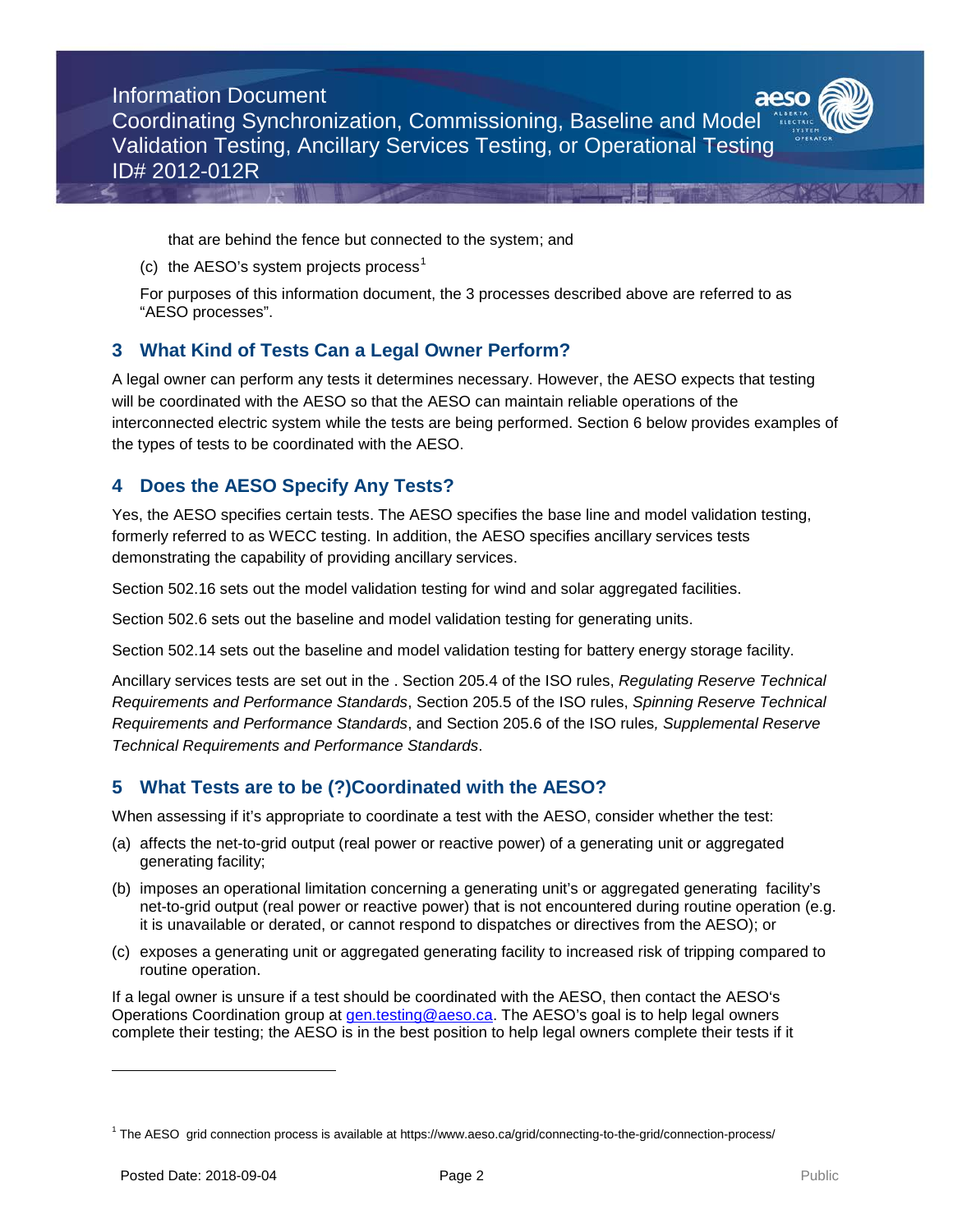that are behind the fence but connected to the system; and

(c) the AESO's system projects process[1]

For purposes of this information document, the 3 processes described above are referred to as "AESO processes".

## 3 What Kind of Tests Can a Legal Owner Perform?

A legal owner can perform any tests it determines necessary. However, the AESO expects that testing will be coordinated with the AESO so that the AESO can maintain reliable operations of the interconnected electric system while the tests are being performed. Section 6 below provides examples of the types of tests to be coordinated with the AESO.

## 4 Does the AESO Specify Any Tests?

Yes, the AESO specifies certain tests. The AESO specifies the base line and model validation testing, formerly referred to as WECC testing. In addition, the AESO specifies ancillary services tests demonstrating the capability of providing ancillary services.

Section 502.16 sets out the model validation testing for wind and solar aggregated facilities.

Section 502.6 sets out the baseline and model validation testing for generating units.

Section 502.14 sets out the baseline and model validation testing for battery energy storage facility.

Ancillary services tests are set out in the . Section 205.4 of the ISO rules, *Regulating Reserve Technical Requirements and Performance Standards*, Section 205.5 of the ISO rules, *Spinning Reserve Technical Requirements and Performance Standards*, and Section 205.6 of the ISO rules*, Supplemental Reserve Technical Requirements and Performance Standards*.

## 5 What Tests are to be (?)Coordinated with the AESO?

When assessing if it's appropriate to coordinate a test with the AESO, consider whether the test:

(a) affects the net-to-grid output (real power or reactive power) of a generating unit or aggregated generating facility;

(b) imposes an operational limitation concerning a generating unit's or aggregated generating facility's net-to-grid output (real power or reactive power) that is not encountered during routine operation (e.g. it is unavailable or derated, or cannot respond to dispatches or directives from the AESO); or

(c) exposes a generating unit or aggregated generating facility to increased risk of tripping compared to routine operation.

If a legal owner is unsure if a test should be coordinated with the AESO, then contact the AESO's Operations Coordination group at gen.testing@aeso.ca. The AESO's goal is to help legal owners complete their testing; the AESO is in the best position to help legal owners complete their tests if it

[1] The AESO grid connection process is available at https://www.aeso.ca/grid/connecting-to-the-grid/connection-process/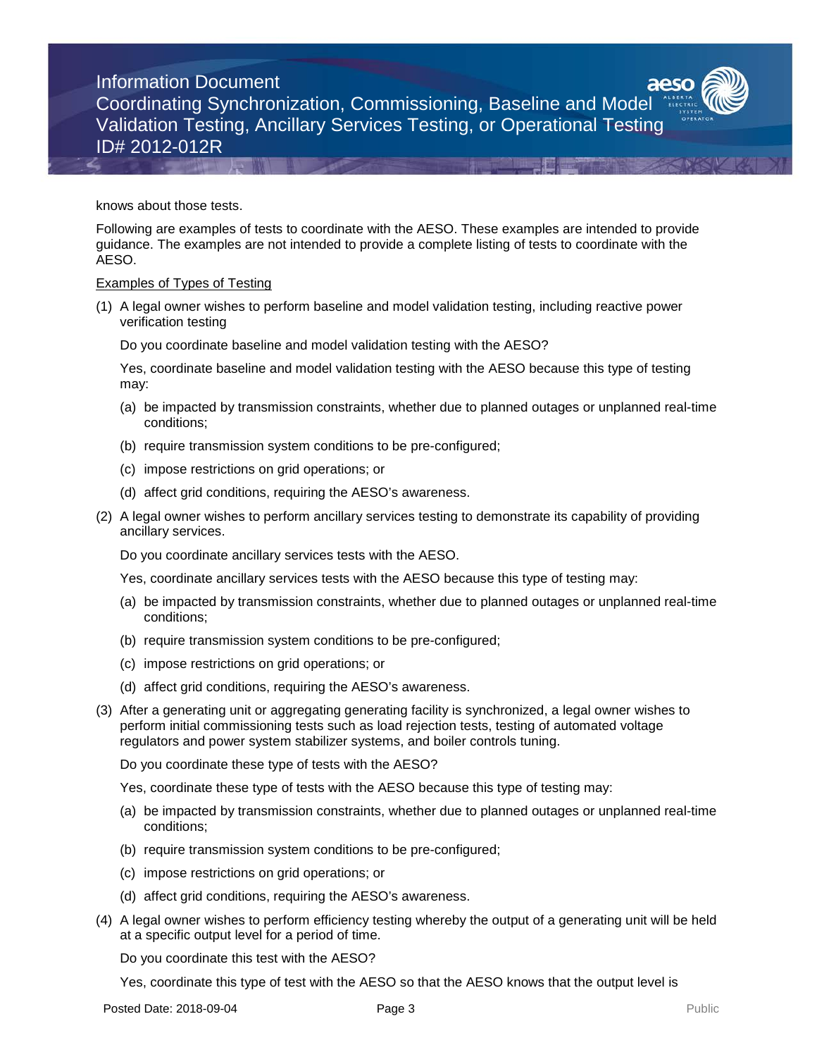knows about those tests.

Following are examples of tests to coordinate with the AESO. These examples are intended to provide guidance. The examples are not intended to provide a complete listing of tests to coordinate with the AESO.

Examples of Types of Testing

(1) A legal owner wishes to perform baseline and model validation testing, including reactive power verification testing

Do you coordinate baseline and model validation testing with the AESO?

Yes, coordinate baseline and model validation testing with the AESO because this type of testing may:

(a) be impacted by transmission constraints, whether due to planned outages or unplanned real-time conditions;

(b) require transmission system conditions to be pre-configured;

(c) impose restrictions on grid operations; or

(d) affect grid conditions, requiring the AESO's awareness.

(2) A legal owner wishes to perform ancillary services testing to demonstrate its capability of providing ancillary services.

Do you coordinate ancillary services tests with the AESO.

Yes, coordinate ancillary services tests with the AESO because this type of testing may:

(a) be impacted by transmission constraints, whether due to planned outages or unplanned real-time conditions;

(b) require transmission system conditions to be pre-configured;

(c) impose restrictions on grid operations; or

(d) affect grid conditions, requiring the AESO's awareness.

(3) After a generating unit or aggregating generating facility is synchronized, a legal owner wishes to perform initial commissioning tests such as load rejection tests, testing of automated voltage regulators and power system stabilizer systems, and boiler controls tuning.

Do you coordinate these type of tests with the AESO?

Yes, coordinate these type of tests with the AESO because this type of testing may:

(a) be impacted by transmission constraints, whether due to planned outages or unplanned real-time conditions;

(b) require transmission system conditions to be pre-configured;

(c) impose restrictions on grid operations; or

(d) affect grid conditions, requiring the AESO's awareness.

(4) A legal owner wishes to perform efficiency testing whereby the output of a generating unit will be held at a specific output level for a period of time.

Do you coordinate this test with the AESO?

Yes, coordinate this type of test with the AESO so that the AESO knows that the output level is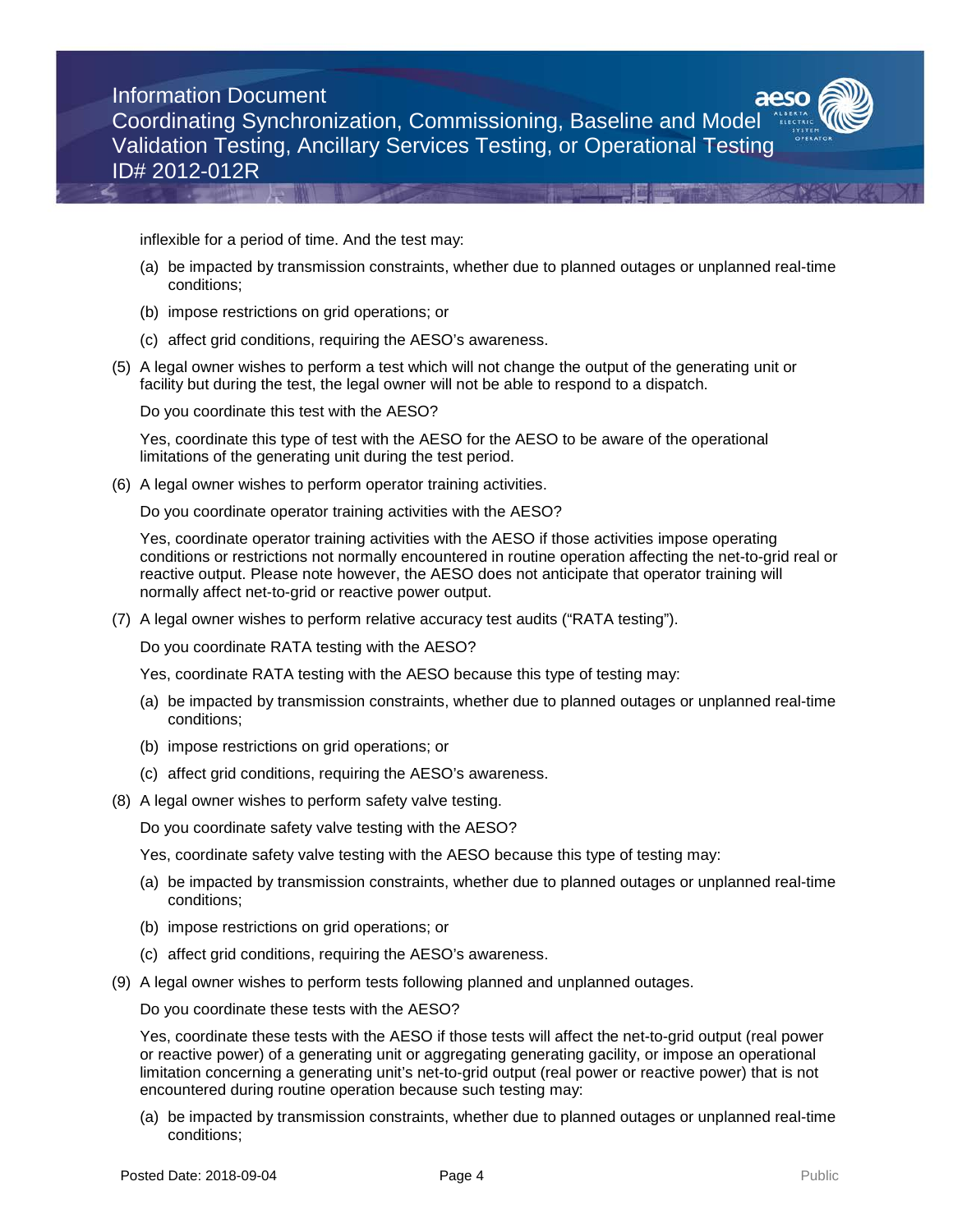inflexible for a period of time. And the test may:

(a) be impacted by transmission constraints, whether due to planned outages or unplanned real-time conditions;

(b) impose restrictions on grid operations; or

(c) affect grid conditions, requiring the AESO's awareness.

(5) A legal owner wishes to perform a test which will not change the output of the generating unit or facility but during the test, the legal owner will not be able to respond to a dispatch.

Do you coordinate this test with the AESO?

Yes, coordinate this type of test with the AESO for the AESO to be aware of the operational limitations of the generating unit during the test period.

(6) A legal owner wishes to perform operator training activities.

Do you coordinate operator training activities with the AESO?

Yes, coordinate operator training activities with the AESO if those activities impose operating conditions or restrictions not normally encountered in routine operation affecting the net-to-grid real or reactive output. Please note however, the AESO does not anticipate that operator training will normally affect net-to-grid or reactive power output.

(7) A legal owner wishes to perform relative accuracy test audits ("RATA testing").

Do you coordinate RATA testing with the AESO?

Yes, coordinate RATA testing with the AESO because this type of testing may:

(a) be impacted by transmission constraints, whether due to planned outages or unplanned real-time conditions;

(b) impose restrictions on grid operations; or

(c) affect grid conditions, requiring the AESO's awareness.

(8) A legal owner wishes to perform safety valve testing.

Do you coordinate safety valve testing with the AESO?

Yes, coordinate safety valve testing with the AESO because this type of testing may:

(a) be impacted by transmission constraints, whether due to planned outages or unplanned real-time conditions;

(b) impose restrictions on grid operations; or

(c) affect grid conditions, requiring the AESO's awareness.

(9) A legal owner wishes to perform tests following planned and unplanned outages.

Do you coordinate these tests with the AESO?

Yes, coordinate these tests with the AESO if those tests will affect the net-to-grid output (real power or reactive power) of a generating unit or aggregating generating gacility, or impose an operational limitation concerning a generating unit's net-to-grid output (real power or reactive power) that is not encountered during routine operation because such testing may:

(a) be impacted by transmission constraints, whether due to planned outages or unplanned real-time conditions;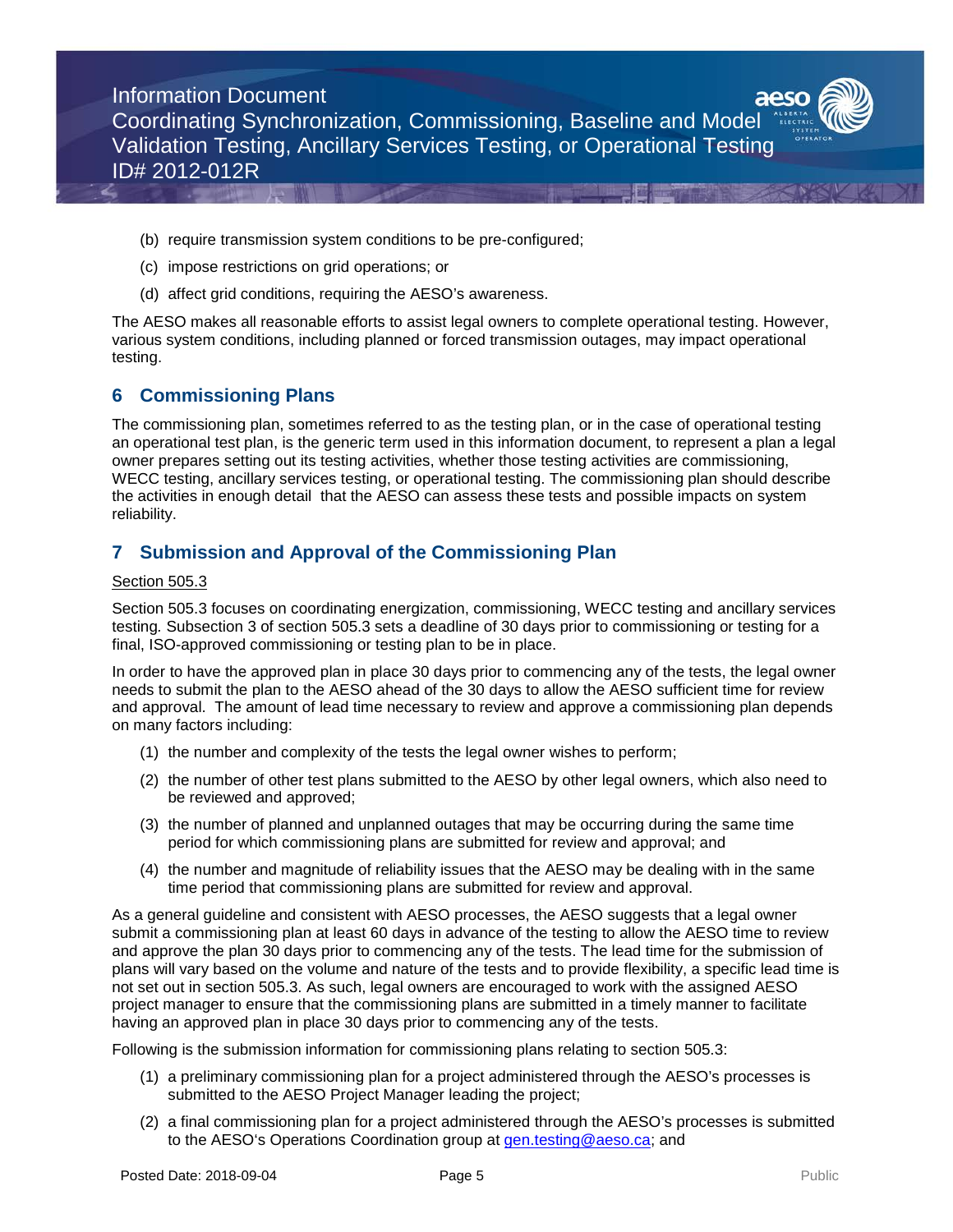(b) require transmission system conditions to be pre-configured;

(c) impose restrictions on grid operations; or

(d) affect grid conditions, requiring the AESO's awareness.

The AESO makes all reasonable efforts to assist legal owners to complete operational testing. However, various system conditions, including planned or forced transmission outages, may impact operational testing.

## 6 Commissioning Plans

The commissioning plan, sometimes referred to as the testing plan, or in the case of operational testing an operational test plan, is the generic term used in this information document, to represent a plan a legal owner prepares setting out its testing activities, whether those testing activities are commissioning, WECC testing, ancillary services testing, or operational testing. The commissioning plan should describe the activities in enough detail that the AESO can assess these tests and possible impacts on system reliability.

## 7 Submission and Approval of the Commissioning Plan

Section 505.3

Section 505.3 focuses on coordinating energization, commissioning, WECC testing and ancillary services testing*.* Subsection 3 of section 505.3 sets a deadline of 30 days prior to commissioning or testing for a final, ISO-approved commissioning or testing plan to be in place.

In order to have the approved plan in place 30 days prior to commencing any of the tests, the legal owner needs to submit the plan to the AESO ahead of the 30 days to allow the AESO sufficient time for review and approval. The amount of lead time necessary to review and approve a commissioning plan depends on many factors including:

(1) the number and complexity of the tests the legal owner wishes to perform;

(2) the number of other test plans submitted to the AESO by other legal owners, which also need to be reviewed and approved;

(3) the number of planned and unplanned outages that may be occurring during the same time period for which commissioning plans are submitted for review and approval; and

(4) the number and magnitude of reliability issues that the AESO may be dealing with in the same time period that commissioning plans are submitted for review and approval.

As a general guideline and consistent with AESO processes, the AESO suggests that a legal owner submit a commissioning plan at least 60 days in advance of the testing to allow the AESO time to review and approve the plan 30 days prior to commencing any of the tests. The lead time for the submission of plans will vary based on the volume and nature of the tests and to provide flexibility, a specific lead time is not set out in section 505.3. As such, legal owners are encouraged to work with the assigned AESO project manager to ensure that the commissioning plans are submitted in a timely manner to facilitate having an approved plan in place 30 days prior to commencing any of the tests.

Following is the submission information for commissioning plans relating to section 505.3:

(1) a preliminary commissioning plan for a project administered through the AESO's processes is submitted to the AESO Project Manager leading the project;

(2) a final commissioning plan for a project administered through the AESO's processes is submitted to the AESO's Operations Coordination group at gen.testing@aeso.ca; and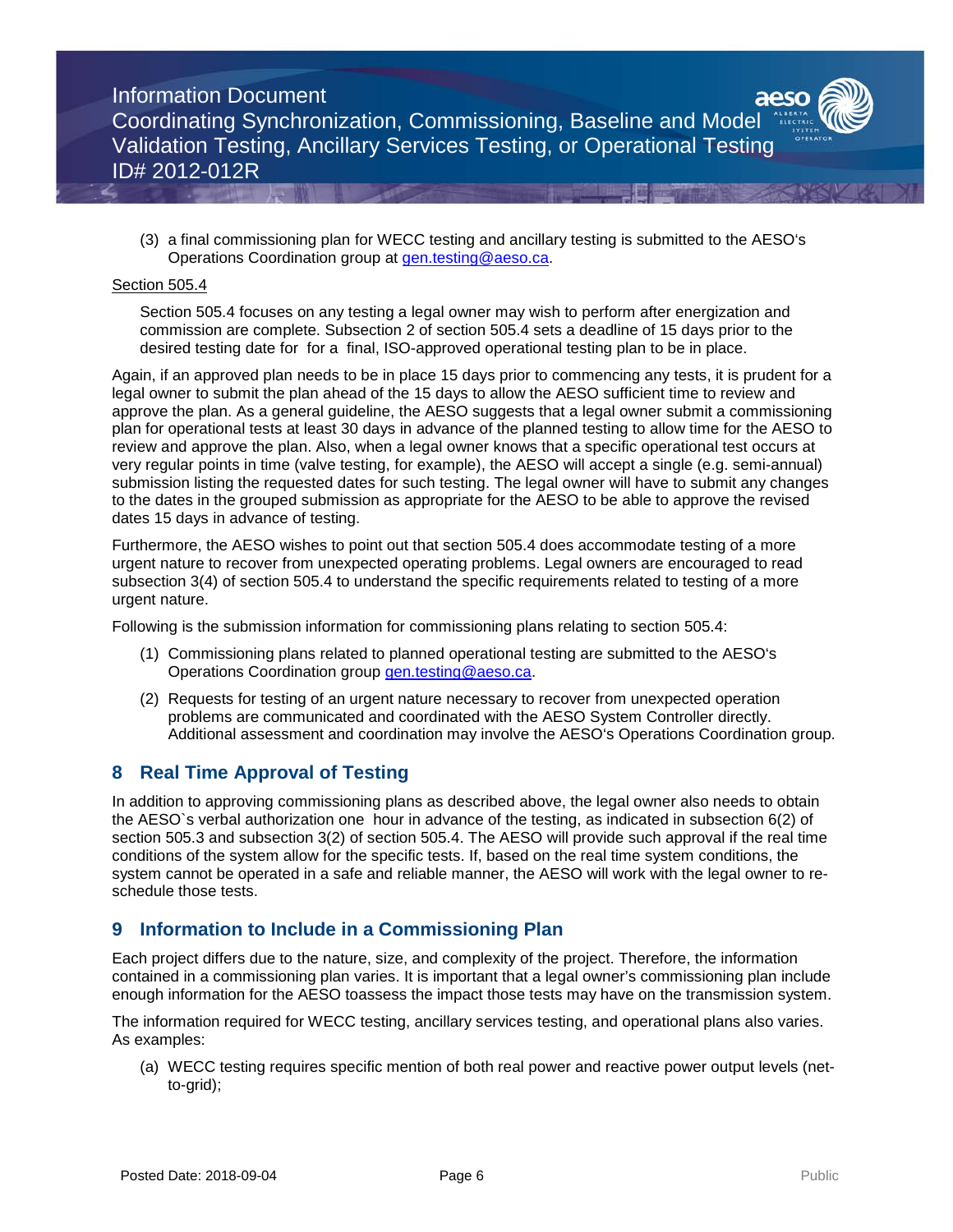(3) a final commissioning plan for WECC testing and ancillary testing is submitted to the AESO's Operations Coordination group at gen.testing@aeso.ca.

Section 505.4

Section 505.4 focuses on any testing a legal owner may wish to perform after energization and commission are complete. Subsection 2 of section 505.4 sets a deadline of 15 days prior to the desired testing date for for a final, ISO-approved operational testing plan to be in place.

Again, if an approved plan needs to be in place 15 days prior to commencing any tests, it is prudent for a legal owner to submit the plan ahead of the 15 days to allow the AESO sufficient time to review and approve the plan. As a general guideline, the AESO suggests that a legal owner submit a commissioning plan for operational tests at least 30 days in advance of the planned testing to allow time for the AESO to review and approve the plan. Also, when a legal owner knows that a specific operational test occurs at very regular points in time (valve testing, for example), the AESO will accept a single (e.g. semi-annual) submission listing the requested dates for such testing. The legal owner will have to submit any changes to the dates in the grouped submission as appropriate for the AESO to be able to approve the revised dates 15 days in advance of testing.

Furthermore, the AESO wishes to point out that section 505.4 does accommodate testing of a more urgent nature to recover from unexpected operating problems. Legal owners are encouraged to read subsection 3(4) of section 505.4 to understand the specific requirements related to testing of a more urgent nature.

Following is the submission information for commissioning plans relating to section 505.4:

(1) Commissioning plans related to planned operational testing are submitted to the AESO's Operations Coordination group gen.testing@aeso.ca.

(2) Requests for testing of an urgent nature necessary to recover from unexpected operation problems are communicated and coordinated with the AESO System Controller directly. Additional assessment and coordination may involve the AESO's Operations Coordination group.

## 8 Real Time Approval of Testing

In addition to approving commissioning plans as described above, the legal owner also needs to obtain the AESO`s verbal authorization one hour in advance of the testing, as indicated in subsection 6(2) of section 505.3 and subsection 3(2) of section 505.4. The AESO will provide such approval if the real time conditions of the system allow for the specific tests. If, based on the real time system conditions, the system cannot be operated in a safe and reliable manner, the AESO will work with the legal owner to re-schedule those tests.

## 9 Information to Include in a Commissioning Plan

Each project differs due to the nature, size, and complexity of the project. Therefore, the information contained in a commissioning plan varies. It is important that a legal owner's commissioning plan include enough information for the AESO toassess the impact those tests may have on the transmission system.

The information required for WECC testing, ancillary services testing, and operational plans also varies. As examples:

(a) WECC testing requires specific mention of both real power and reactive power output levels (net-to-grid);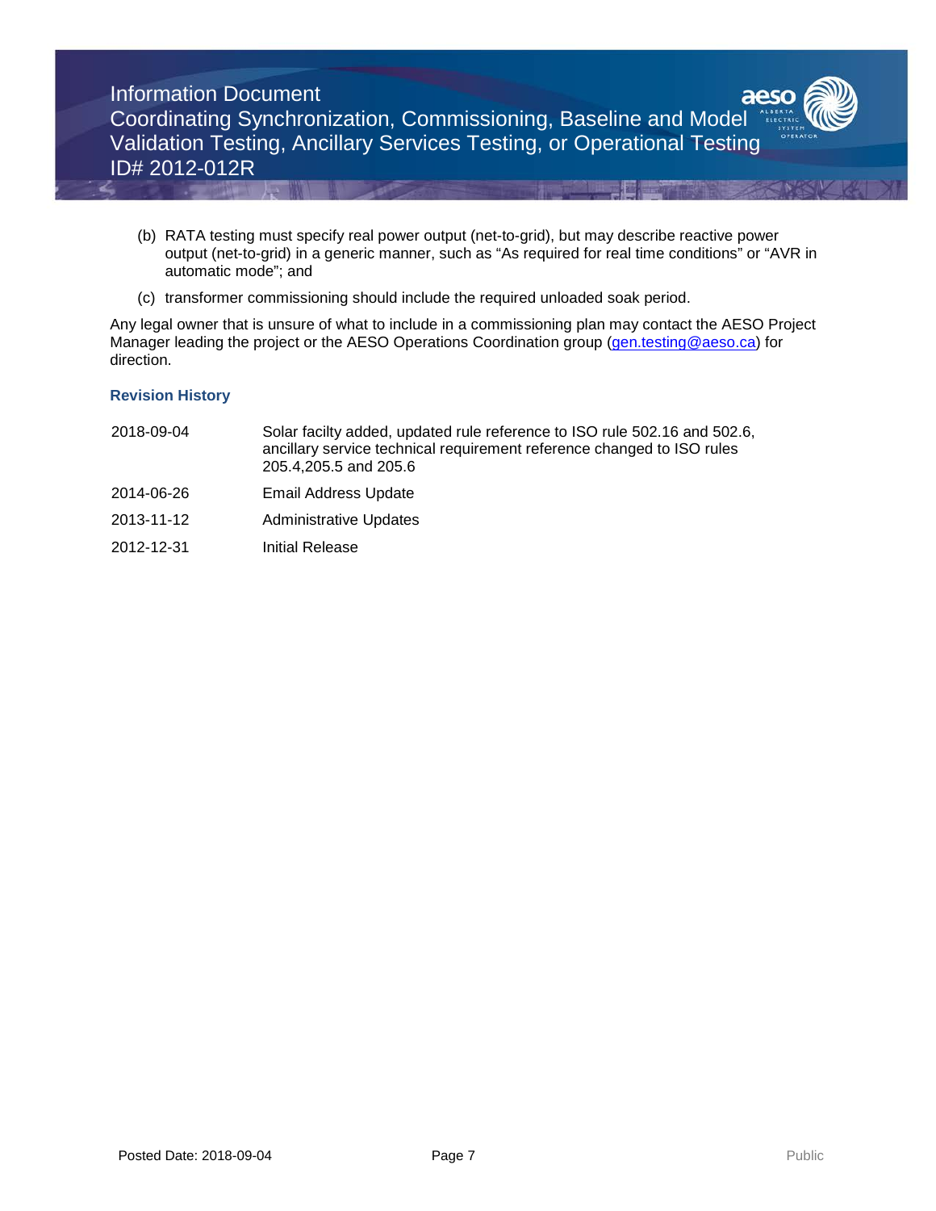(b) RATA testing must specify real power output (net-to-grid), but may describe reactive power output (net-to-grid) in a generic manner, such as "As required for real time conditions" or "AVR in automatic mode"; and

(c) transformer commissioning should include the required unloaded soak period.

Any legal owner that is unsure of what to include in a commissioning plan may contact the AESO Project Manager leading the project or the AESO Operations Coordination group (gen.testing@aeso.ca) for direction.

### Revision History

| | |
|---|---|
| 2018-09-04 | Solar facilty added, updated rule reference to ISO rule 502.16 and 502.6, ancillary service technical requirement reference changed to ISO rules 205.4,205.5 and 205.6 |
| 2014-06-26 | Email Address Update |
| 2013-11-12 | Administrative Updates |
| 2012-12-31 | Initial Release |